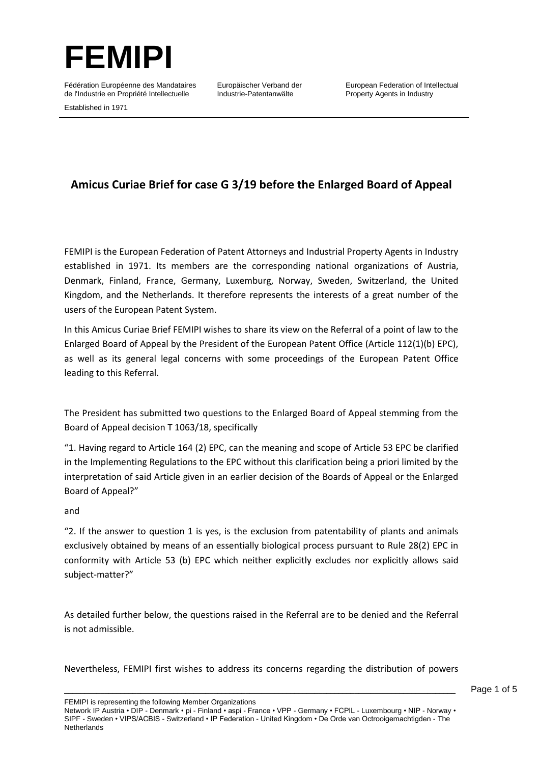# FEMIPI

Fédération Européenne des Mandataires de l'Industrie en Propriété Intellectuelle

Europäischer Verband der Industrie-Patentanwälte

European Federation of Intellectual Property Agents in Industry

Established in 1971

## Amicus Curiae Brief for case G 3/19 before the Enlarged Board of Appeal

FEMIPI is the European Federation of Patent Attorneys and Industrial Property Agents in Industry established in 1971. Its members are the corresponding national organizations of Austria, Denmark, Finland, France, Germany, Luxemburg, Norway, Sweden, Switzerland, the United Kingdom, and the Netherlands. It therefore represents the interests of a great number of the users of the European Patent System.

In this Amicus Curiae Brief FEMIPI wishes to share its view on the Referral of a point of law to the Enlarged Board of Appeal by the President of the European Patent Office (Article 112(1)(b) EPC), as well as its general legal concerns with some proceedings of the European Patent Office leading to this Referral.

The President has submitted two questions to the Enlarged Board of Appeal stemming from the Board of Appeal decision T 1063/18, specifically

"1. Having regard to Article 164 (2) EPC, can the meaning and scope of Article 53 EPC be clarified in the Implementing Regulations to the EPC without this clarification being a priori limited by the interpretation of said Article given in an earlier decision of the Boards of Appeal or the Enlarged Board of Appeal?"

and

"2. If the answer to question 1 is yes, is the exclusion from patentability of plants and animals exclusively obtained by means of an essentially biological process pursuant to Rule 28(2) EPC in conformity with Article 53 (b) EPC which neither explicitly excludes nor explicitly allows said subject-matter?"

As detailed further below, the questions raised in the Referral are to be denied and the Referral is not admissible.

Nevertheless, FEMIPI first wishes to address its concerns regarding the distribution of powers

FEMIPI is representing the following Member Organizations
Network IP Austria • DIP - Denmark • pi - Finland • aspi - France • VPP - Germany • FCPIL - Luxembourg • NIP - Norway • SIPF - Sweden • VIPS/ACBIS - Switzerland • IP Federation - United Kingdom • De Orde van Octrooigemachtigden - The Netherlands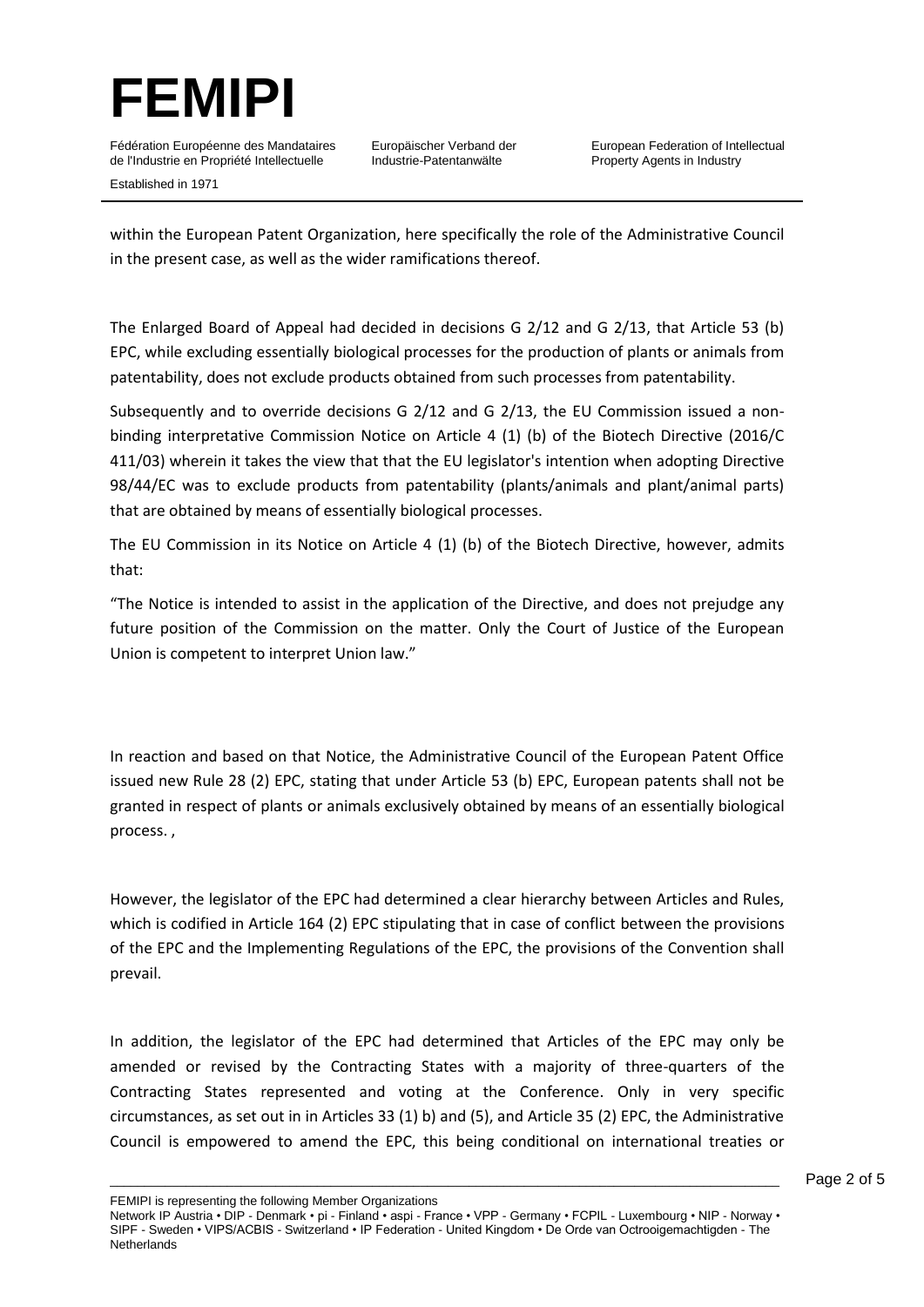within the European Patent Organization, here specifically the role of the Administrative Council in the present case, as well as the wider ramifications thereof.

The Enlarged Board of Appeal had decided in decisions G 2/12 and G 2/13, that Article 53 (b) EPC, while excluding essentially biological processes for the production of plants or animals from patentability, does not exclude products obtained from such processes from patentability.

Subsequently and to override decisions G 2/12 and G 2/13, the EU Commission issued a non-binding interpretative Commission Notice on Article 4 (1) (b) of the Biotech Directive (2016/C 411/03) wherein it takes the view that that the EU legislator's intention when adopting Directive 98/44/EC was to exclude products from patentability (plants/animals and plant/animal parts) that are obtained by means of essentially biological processes.

The EU Commission in its Notice on Article 4 (1) (b) of the Biotech Directive, however, admits that:

"The Notice is intended to assist in the application of the Directive, and does not prejudge any future position of the Commission on the matter. Only the Court of Justice of the European Union is competent to interpret Union law."

In reaction and based on that Notice, the Administrative Council of the European Patent Office issued new Rule 28 (2) EPC, stating that under Article 53 (b) EPC, European patents shall not be granted in respect of plants or animals exclusively obtained by means of an essentially biological process. ,

However, the legislator of the EPC had determined a clear hierarchy between Articles and Rules, which is codified in Article 164 (2) EPC stipulating that in case of conflict between the provisions of the EPC and the Implementing Regulations of the EPC, the provisions of the Convention shall prevail.

In addition, the legislator of the EPC had determined that Articles of the EPC may only be amended or revised by the Contracting States with a majority of three-quarters of the Contracting States represented and voting at the Conference. Only in very specific circumstances, as set out in in Articles 33 (1) b) and (5), and Article 35 (2) EPC, the Administrative Council is empowered to amend the EPC, this being conditional on international treaties or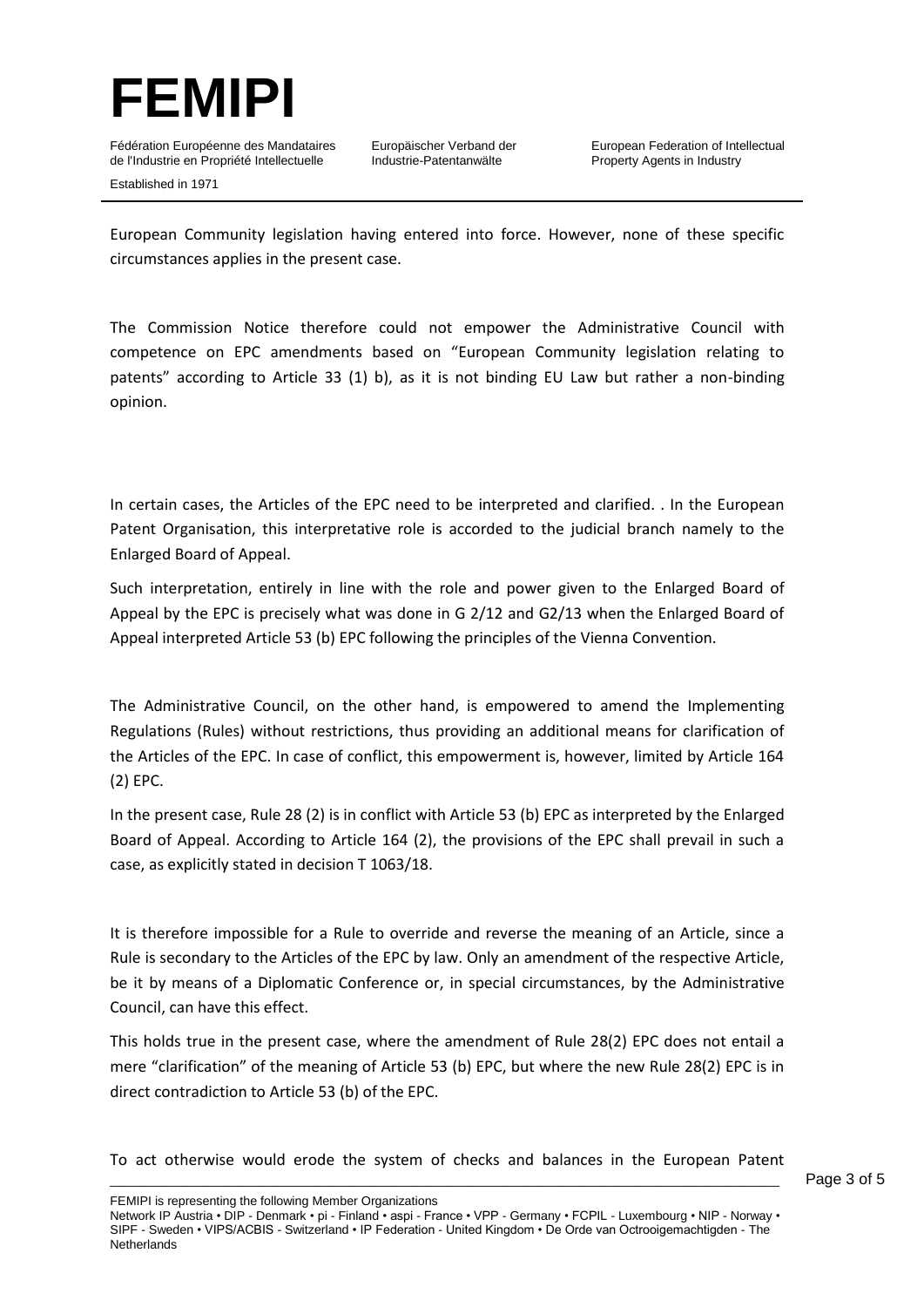European Community legislation having entered into force. However, none of these specific circumstances applies in the present case.

The Commission Notice therefore could not empower the Administrative Council with competence on EPC amendments based on "European Community legislation relating to patents" according to Article 33 (1) b), as it is not binding EU Law but rather a non-binding opinion.

In certain cases, the Articles of the EPC need to be interpreted and clarified. . In the European Patent Organisation, this interpretative role is accorded to the judicial branch namely to the Enlarged Board of Appeal.

Such interpretation, entirely in line with the role and power given to the Enlarged Board of Appeal by the EPC is precisely what was done in G 2/12 and G2/13 when the Enlarged Board of Appeal interpreted Article 53 (b) EPC following the principles of the Vienna Convention.

The Administrative Council, on the other hand, is empowered to amend the Implementing Regulations (Rules) without restrictions, thus providing an additional means for clarification of the Articles of the EPC. In case of conflict, this empowerment is, however, limited by Article 164 (2) EPC.

In the present case, Rule 28 (2) is in conflict with Article 53 (b) EPC as interpreted by the Enlarged Board of Appeal. According to Article 164 (2), the provisions of the EPC shall prevail in such a case, as explicitly stated in decision T 1063/18.

It is therefore impossible for a Rule to override and reverse the meaning of an Article, since a Rule is secondary to the Articles of the EPC by law. Only an amendment of the respective Article, be it by means of a Diplomatic Conference or, in special circumstances, by the Administrative Council, can have this effect.

This holds true in the present case, where the amendment of Rule 28(2) EPC does not entail a mere "clarification" of the meaning of Article 53 (b) EPC, but where the new Rule 28(2) EPC is in direct contradiction to Article 53 (b) of the EPC.

To act otherwise would erode the system of checks and balances in the European Patent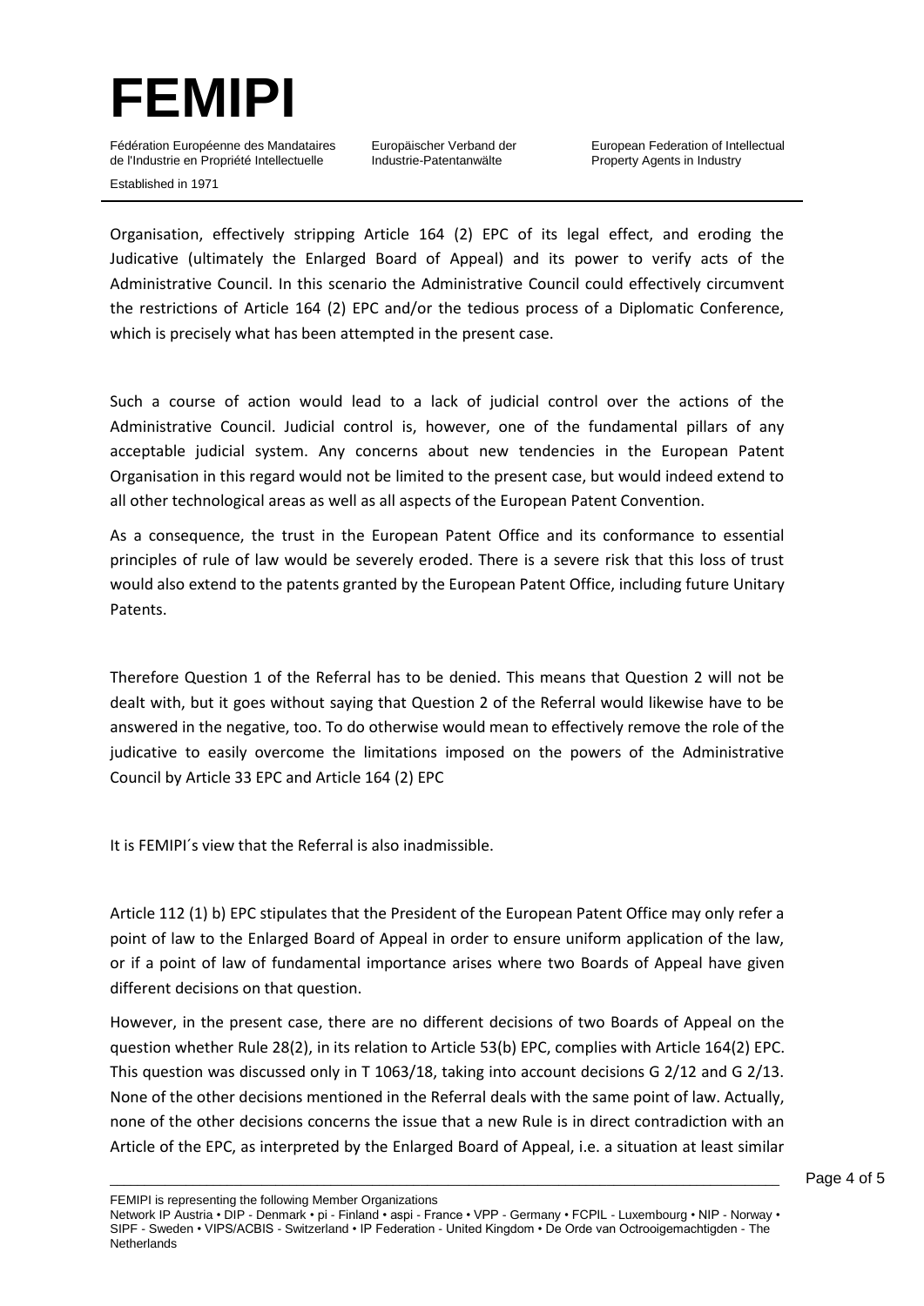Organisation, effectively stripping Article 164 (2) EPC of its legal effect, and eroding the Judicative (ultimately the Enlarged Board of Appeal) and its power to verify acts of the Administrative Council. In this scenario the Administrative Council could effectively circumvent the restrictions of Article 164 (2) EPC and/or the tedious process of a Diplomatic Conference, which is precisely what has been attempted in the present case.

Such a course of action would lead to a lack of judicial control over the actions of the Administrative Council. Judicial control is, however, one of the fundamental pillars of any acceptable judicial system. Any concerns about new tendencies in the European Patent Organisation in this regard would not be limited to the present case, but would indeed extend to all other technological areas as well as all aspects of the European Patent Convention.

As a consequence, the trust in the European Patent Office and its conformance to essential principles of rule of law would be severely eroded. There is a severe risk that this loss of trust would also extend to the patents granted by the European Patent Office, including future Unitary Patents.

Therefore Question 1 of the Referral has to be denied. This means that Question 2 will not be dealt with, but it goes without saying that Question 2 of the Referral would likewise have to be answered in the negative, too. To do otherwise would mean to effectively remove the role of the judicative to easily overcome the limitations imposed on the powers of the Administrative Council by Article 33 EPC and Article 164 (2) EPC

It is FEMIPI´s view that the Referral is also inadmissible.

Article 112 (1) b) EPC stipulates that the President of the European Patent Office may only refer a point of law to the Enlarged Board of Appeal in order to ensure uniform application of the law, or if a point of law of fundamental importance arises where two Boards of Appeal have given different decisions on that question.

However, in the present case, there are no different decisions of two Boards of Appeal on the question whether Rule 28(2), in its relation to Article 53(b) EPC, complies with Article 164(2) EPC. This question was discussed only in T 1063/18, taking into account decisions G 2/12 and G 2/13. None of the other decisions mentioned in the Referral deals with the same point of law. Actually, none of the other decisions concerns the issue that a new Rule is in direct contradiction with an Article of the EPC, as interpreted by the Enlarged Board of Appeal, i.e. a situation at least similar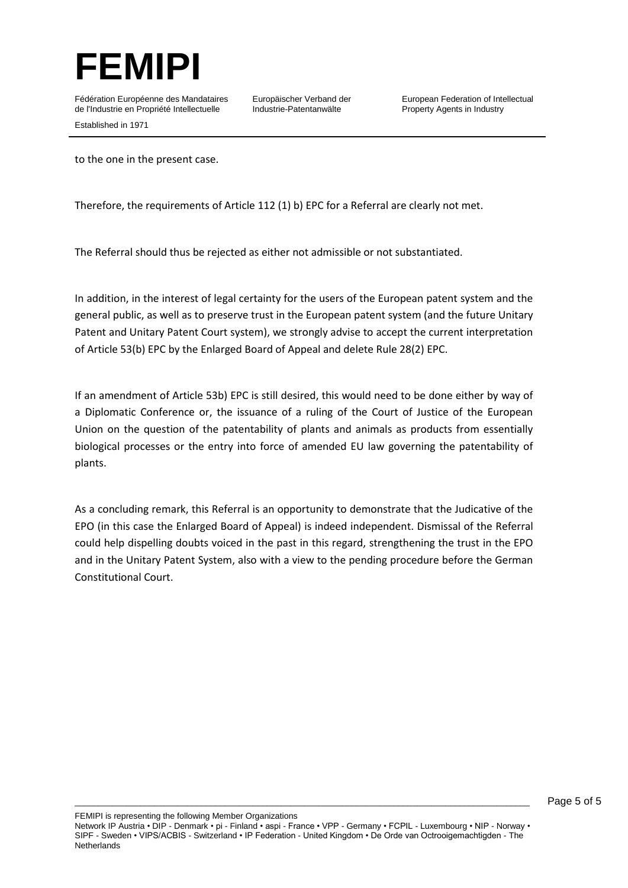to the one in the present case.

Therefore, the requirements of Article 112 (1) b) EPC for a Referral are clearly not met.

The Referral should thus be rejected as either not admissible or not substantiated.

In addition, in the interest of legal certainty for the users of the European patent system and the general public, as well as to preserve trust in the European patent system (and the future Unitary Patent and Unitary Patent Court system), we strongly advise to accept the current interpretation of Article 53(b) EPC by the Enlarged Board of Appeal and delete Rule 28(2) EPC.

If an amendment of Article 53b) EPC is still desired, this would need to be done either by way of a Diplomatic Conference or, the issuance of a ruling of the Court of Justice of the European Union on the question of the patentability of plants and animals as products from essentially biological processes or the entry into force of amended EU law governing the patentability of plants.

As a concluding remark, this Referral is an opportunity to demonstrate that the Judicative of the EPO (in this case the Enlarged Board of Appeal) is indeed independent. Dismissal of the Referral could help dispelling doubts voiced in the past in this regard, strengthening the trust in the EPO and in the Unitary Patent System, also with a view to the pending procedure before the German Constitutional Court.